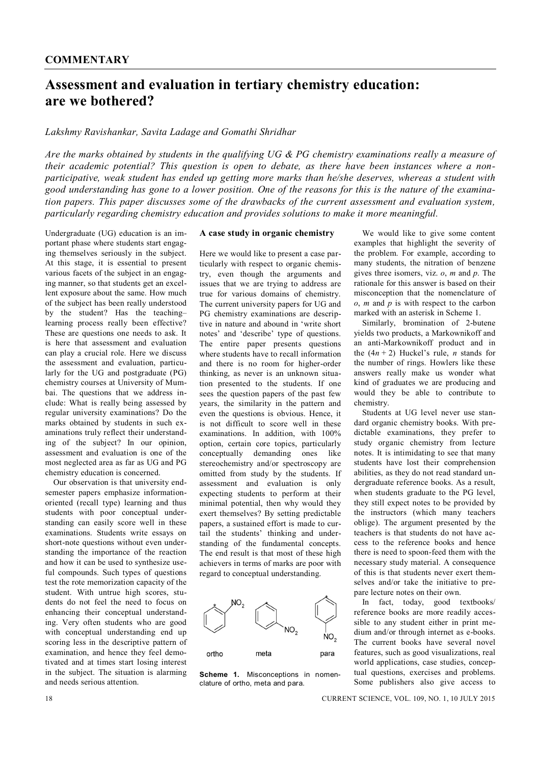## COMMENTARY

# Assessment and evaluation in tertiary chemistry education: are we bothered?

*Lakshmy Ravishankar, Savita Ladage and Gomathi Shridhar*

*Are the marks obtained by students in the qualifying UG & PG chemistry examinations really a measure of their academic potential? This question is open to debate, as there have been instances where a non-participative, weak student has ended up getting more marks than he/she deserves, whereas a student with good understanding has gone to a lower position. One of the reasons for this is the nature of the examination papers. This paper discusses some of the drawbacks of the current assessment and evaluation system, particularly regarding chemistry education and provides solutions to make it more meaningful.*

Undergraduate (UG) education is an important phase where students start engaging themselves seriously in the subject. At this stage, it is essential to present various facets of the subject in an engaging manner, so that students get an excellent exposure about the same. How much of the subject has been really understood by the student? Has the teaching–learning process really been effective? These are questions one needs to ask. It is here that assessment and evaluation can play a crucial role. Here we discuss the assessment and evaluation, particularly for the UG and postgraduate (PG) chemistry courses at University of Mumbai. The questions that we address include: What is really being assessed by regular university examinations? Do the marks obtained by students in such examinations truly reflect their understanding of the subject? In our opinion, assessment and evaluation is one of the most neglected area as far as UG and PG chemistry education is concerned.

Our observation is that university end-semester papers emphasize information-oriented (recall type) learning and thus students with poor conceptual understanding can easily score well in these examinations. Students write essays on short-note questions without even understanding the importance of the reaction and how it can be used to synthesize useful compounds. Such types of questions test the rote memorization capacity of the student. With untrue high scores, students do not feel the need to focus on enhancing their conceptual understanding. Very often students who are good with conceptual understanding end up scoring less in the descriptive pattern of examination, and hence they feel demotivated and at times start losing interest in the subject. The situation is alarming and needs serious attention.

### A case study in organic chemistry

Here we would like to present a case particularly with respect to organic chemistry, even though the arguments and issues that we are trying to address are true for various domains of chemistry. The current university papers for UG and PG chemistry examinations are descriptive in nature and abound in 'write short notes' and 'describe' type of questions. The entire paper presents questions where students have to recall information and there is no room for higher-order thinking, as never is an unknown situation presented to the students. If one sees the question papers of the past few years, the similarity in the pattern and even the questions is obvious. Hence, it is not difficult to score well in these examinations. In addition, with 100% option, certain core topics, particularly conceptually demanding ones like stereochemistry and/or spectroscopy are omitted from study by the students. If assessment and evaluation is only expecting students to perform at their minimal potential, then why would they exert themselves? By setting predictable papers, a sustained effort is made to curtail the students' thinking and understanding of the fundamental concepts. The end result is that most of these high achievers in terms of marks are poor with regard to conceptual understanding.

**Scheme 1.** Misconceptions in nomenclature of ortho, meta and para.

We would like to give some content examples that highlight the severity of the problem. For example, according to many students, the nitration of benzene gives three isomers, viz. *o*, *m* and *p*. The rationale for this answer is based on their misconception that the nomenclature of *o*, *m* and *p* is with respect to the carbon marked with an asterisk in Scheme 1.

Similarly, bromination of 2-butene yields two products, a Markownikoff and an anti-Markownikoff product and in the $(4n + 2)$ Huckel's rule, $n$ stands for the number of rings. Howlers like these answers really make us wonder what kind of graduates we are producing and would they be able to contribute to chemistry.

Students at UG level never use standard organic chemistry books. With predictable examinations, they prefer to study organic chemistry from lecture notes. It is intimidating to see that many students have lost their comprehension abilities, as they do not read standard undergraduate reference books. As a result, when students graduate to the PG level, they still expect notes to be provided by the instructors (which many teachers oblige). The argument presented by the teachers is that students do not have access to the reference books and hence there is need to spoon-feed them with the necessary study material. A consequence of this is that students never exert themselves and/or take the initiative to prepare lecture notes on their own.

In fact, today, good textbooks/reference books are more readily accessible to any student either in print medium and/or through internet as e-books. The current books have several novel features, such as good visualizations, real world applications, case studies, conceptual questions, exercises and problems. Some publishers also give access to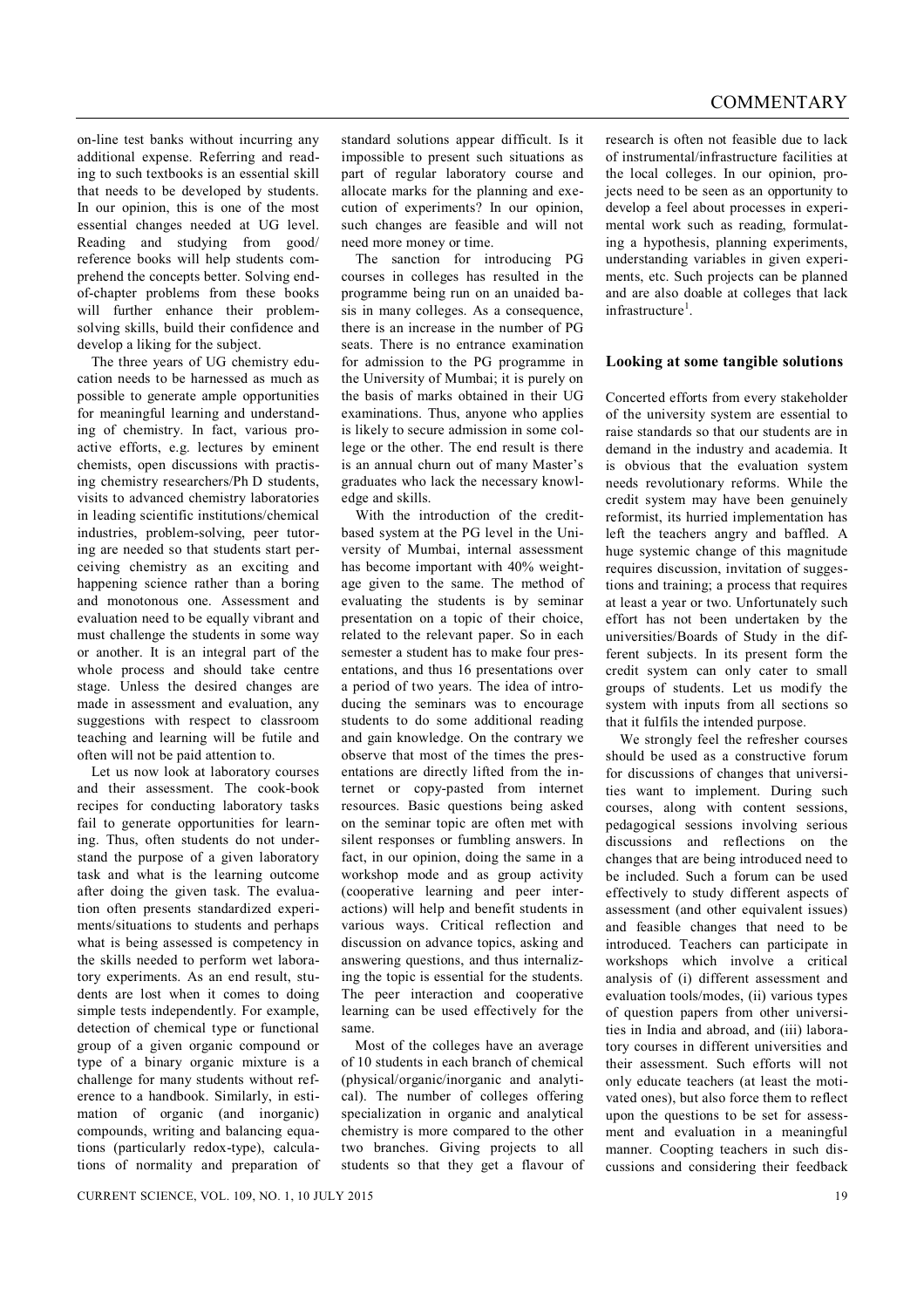on-line test banks without incurring any additional expense. Referring and reading to such textbooks is an essential skill that needs to be developed by students. In our opinion, this is one of the most essential changes needed at UG level. Reading and studying from good/reference books will help students comprehend the concepts better. Solving end-of-chapter problems from these books will further enhance their problem-solving skills, build their confidence and develop a liking for the subject.

The three years of UG chemistry education needs to be harnessed as much as possible to generate ample opportunities for meaningful learning and understanding of chemistry. In fact, various proactive efforts, e.g. lectures by eminent chemists, open discussions with practising chemistry researchers/Ph D students, visits to advanced chemistry laboratories in leading scientific institutions/chemical industries, problem-solving, peer tutoring are needed so that students start perceiving chemistry as an exciting and happening science rather than a boring and monotonous one. Assessment and evaluation need to be equally vibrant and must challenge the students in some way or another. It is an integral part of the whole process and should take centre stage. Unless the desired changes are made in assessment and evaluation, any suggestions with respect to classroom teaching and learning will be futile and often will not be paid attention to.

Let us now look at laboratory courses and their assessment. The cook-book recipes for conducting laboratory tasks fail to generate opportunities for learning. Thus, often students do not understand the purpose of a given laboratory task and what is the learning outcome after doing the given task. The evaluation often presents standardized experiments/situations to students and perhaps what is being assessed is competency in the skills needed to perform wet laboratory experiments. As an end result, students are lost when it comes to doing simple tests independently. For example, detection of chemical type or functional group of a given organic compound or type of a binary organic mixture is a challenge for many students without reference to a handbook. Similarly, in estimation of organic (and inorganic) compounds, writing and balancing equations (particularly redox-type), calculations of normality and preparation of standard solutions appear difficult. Is it impossible to present such situations as part of regular laboratory course and allocate marks for the planning and execution of experiments? In our opinion, such changes are feasible and will not need more money or time.

The sanction for introducing PG courses in colleges has resulted in the programme being run on an unaided basis in many colleges. As a consequence, there is an increase in the number of PG seats. There is no entrance examination for admission to the PG programme in the University of Mumbai; it is purely on the basis of marks obtained in their UG examinations. Thus, anyone who applies is likely to secure admission in some college or the other. The end result is there is an annual churn out of many Master's graduates who lack the necessary knowledge and skills.

With the introduction of the credit-based system at the PG level in the University of Mumbai, internal assessment has become important with 40% weightage given to the same. The method of evaluating the students is by seminar presentation on a topic of their choice, related to the relevant paper. So in each semester a student has to make four presentations, and thus 16 presentations over a period of two years. The idea of introducing the seminars was to encourage students to do some additional reading and gain knowledge. On the contrary we observe that most of the times the presentations are directly lifted from the internet or copy-pasted from internet resources. Basic questions being asked on the seminar topic are often met with silent responses or fumbling answers. In fact, in our opinion, doing the same in a workshop mode and as group activity (cooperative learning and peer interactions) will help and benefit students in various ways. Critical reflection and discussion on advance topics, asking and answering questions, and thus internalizing the topic is essential for the students. The peer interaction and cooperative learning can be used effectively for the same.

Most of the colleges have an average of 10 students in each branch of chemical (physical/organic/inorganic and analytical). The number of colleges offering specialization in organic and analytical chemistry is more compared to the other two branches. Giving projects to all students so that they get a flavour of research is often not feasible due to lack of instrumental/infrastructure facilities at the local colleges. In our opinion, projects need to be seen as an opportunity to develop a feel about processes in experimental work such as reading, formulating a hypothesis, planning experiments, understanding variables in given experiments, etc. Such projects can be planned and are also doable at colleges that lack infrastructure[1].

## Looking at some tangible solutions

Concerted efforts from every stakeholder of the university system are essential to raise standards so that our students are in demand in the industry and academia. It is obvious that the evaluation system needs revolutionary reforms. While the credit system may have been genuinely reformist, its hurried implementation has left the teachers angry and baffled. A huge systemic change of this magnitude requires discussion, invitation of suggestions and training; a process that requires at least a year or two. Unfortunately such effort has not been undertaken by the universities/Boards of Study in the different subjects. In its present form the credit system can only cater to small groups of students. Let us modify the system with inputs from all sections so that it fulfils the intended purpose.

We strongly feel the refresher courses should be used as a constructive forum for discussions of changes that universities want to implement. During such courses, along with content sessions, pedagogical sessions involving serious discussions and reflections on the changes that are being introduced need to be included. Such a forum can be used effectively to study different aspects of assessment (and other equivalent issues) and feasible changes that need to be introduced. Teachers can participate in workshops which involve a critical analysis of (i) different assessment and evaluation tools/modes, (ii) various types of question papers from other universities in India and abroad, and (iii) laboratory courses in different universities and their assessment. Such efforts will not only educate teachers (at least the motivated ones), but also force them to reflect upon the questions to be set for assessment and evaluation in a meaningful manner. Coopting teachers in such discussions and considering their feedback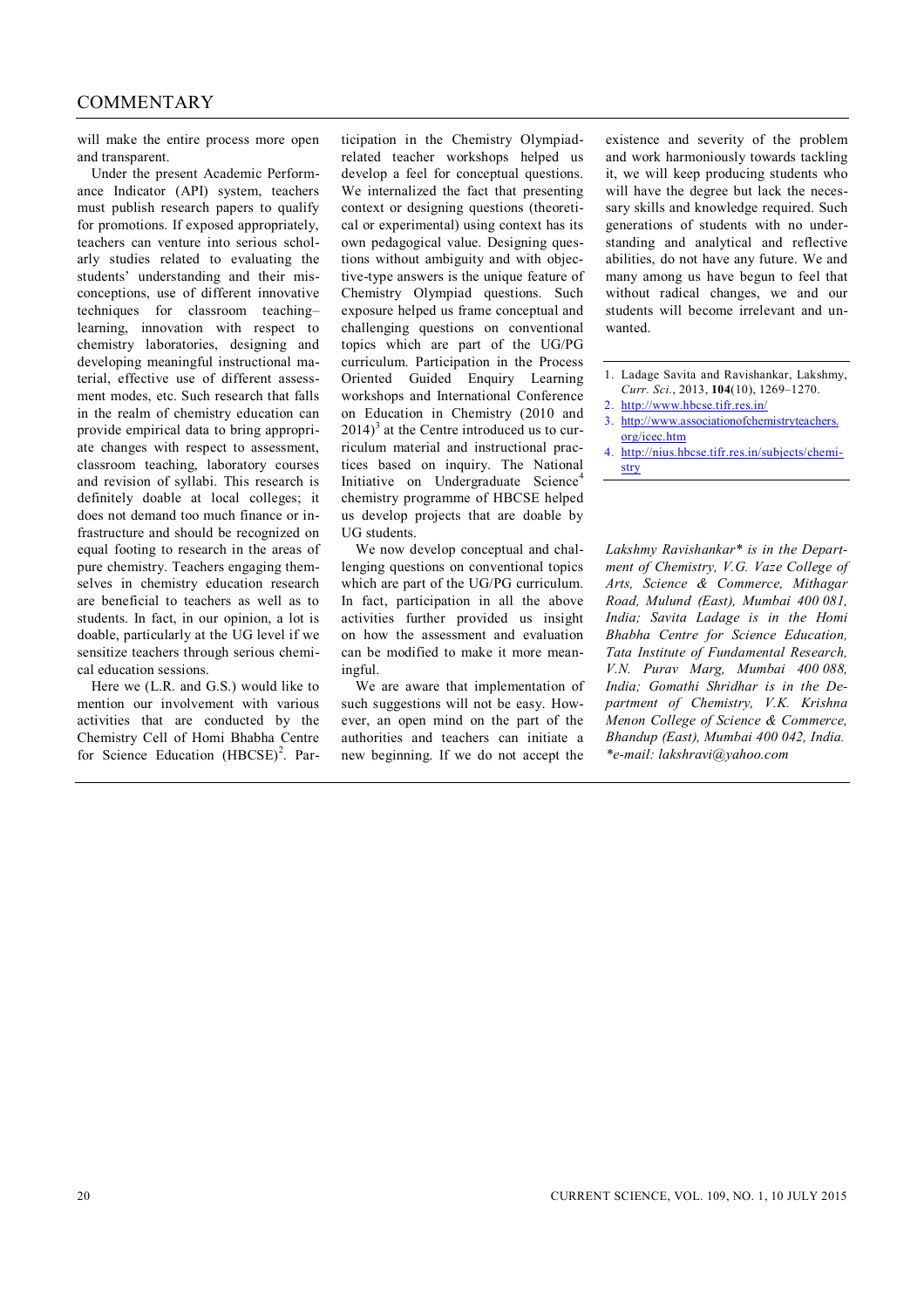will make the entire process more open and transparent.

Under the present Academic Performance Indicator (API) system, teachers must publish research papers to qualify for promotions. If exposed appropriately, teachers can venture into serious scholarly studies related to evaluating the students' understanding and their misconceptions, use of different innovative techniques for classroom teaching–learning, innovation with respect to chemistry laboratories, designing and developing meaningful instructional material, effective use of different assessment modes, etc. Such research that falls in the realm of chemistry education can provide empirical data to bring appropriate changes with respect to assessment, classroom teaching, laboratory courses and revision of syllabi. This research is definitely doable at local colleges; it does not demand too much finance or infrastructure and should be recognized on equal footing to research in the areas of pure chemistry. Teachers engaging themselves in chemistry education research are beneficial to teachers as well as to students. In fact, in our opinion, a lot is doable, particularly at the UG level if we sensitize teachers through serious chemical education sessions.

Here we (L.R. and G.S.) would like to mention our involvement with various activities that are conducted by the Chemistry Cell of Homi Bhabha Centre for Science Education (HBCSE)[2]. Participation in the Chemistry Olympiad-related teacher workshops helped us develop a feel for conceptual questions. We internalized the fact that presenting context or designing questions (theoretical or experimental) using context has its own pedagogical value. Designing questions without ambiguity and with objective-type answers is the unique feature of Chemistry Olympiad questions. Such exposure helped us frame conceptual and challenging questions on conventional topics which are part of the UG/PG curriculum. Participation in the Process Oriented Guided Enquiry Learning workshops and International Conference on Education in Chemistry (2010 and 2014)[3] at the Centre introduced us to curriculum material and instructional practices based on inquiry. The National Initiative on Undergraduate Science[4] chemistry programme of HBCSE helped us develop projects that are doable by UG students.

We now develop conceptual and challenging questions on conventional topics which are part of the UG/PG curriculum. In fact, participation in all the above activities further provided us insight on how the assessment and evaluation can be modified to make it more meaningful.

We are aware that implementation of such suggestions will not be easy. However, an open mind on the part of the authorities and teachers can initiate a new beginning. If we do not accept the existence and severity of the problem and work harmoniously towards tackling it, we will keep producing students who will have the degree but lack the necessary skills and knowledge required. Such generations of students with no understanding and analytical and reflective abilities, do not have any future. We and many among us have begun to feel that without radical changes, we and our students will become irrelevant and unwanted.

1. Ladage Savita and Ravishankar, Lakshmy, *Curr. Sci.*, 2013, **104**(10), 1269–1270.
2. http://www.hbcse.tifr.res.in/
3. http://www.associationofchemistryteachers.org/icec.htm
4. http://nius.hbcse.tifr.res.in/subjects/chemistry

*Lakshmy Ravishankar\* is in the Department of Chemistry, V.G. Vaze College of Arts, Science & Commerce, Mithagar Road, Mulund (East), Mumbai 400 081, India; Savita Ladage is in the Homi Bhabha Centre for Science Education, Tata Institute of Fundamental Research, V.N. Purav Marg, Mumbai 400 088, India; Gomathi Shridhar is in the Department of Chemistry, V.K. Krishna Menon College of Science & Commerce, Bhandup (East), Mumbai 400 042, India.*
*\*e-mail: lakshravi@yahoo.com*